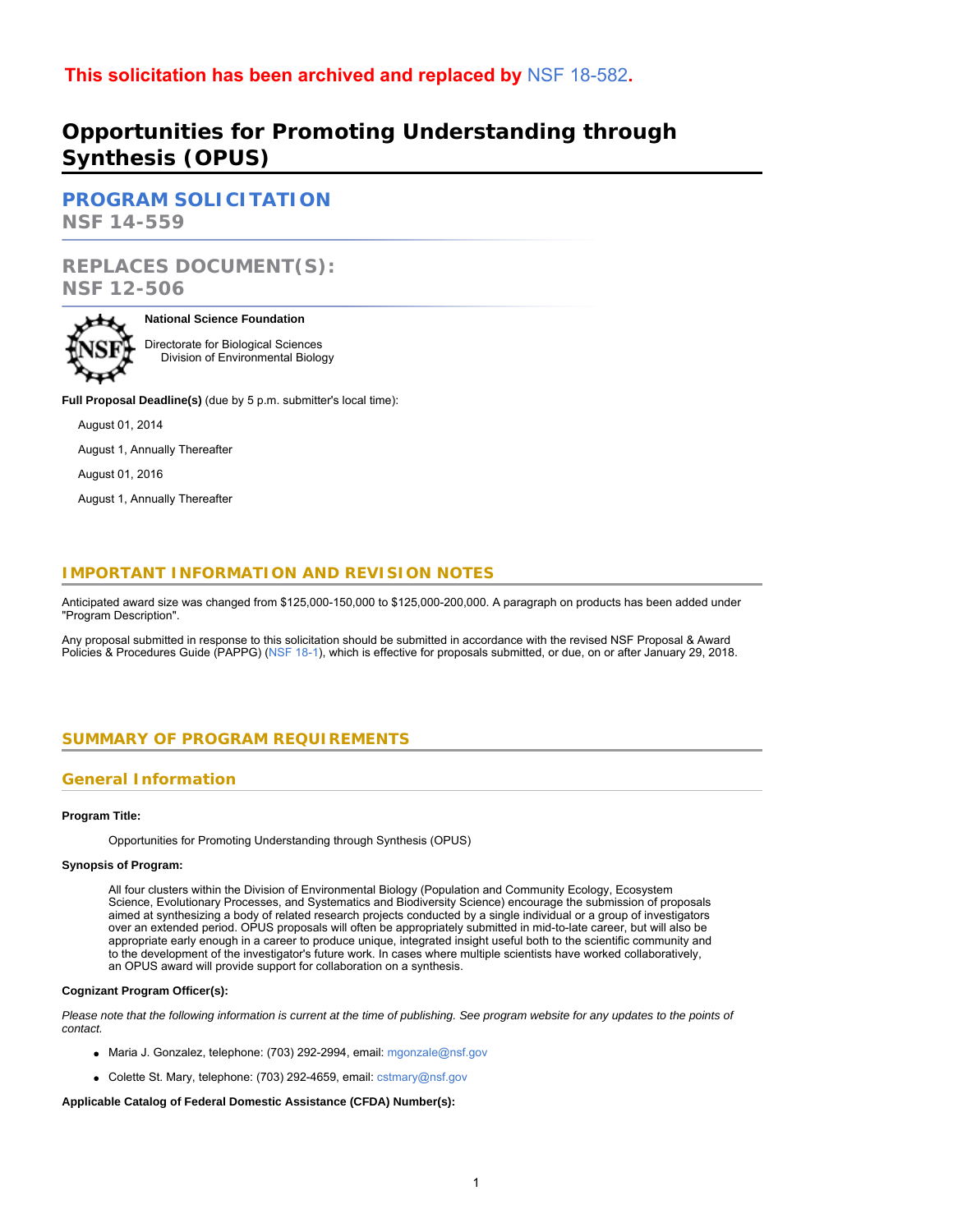**This solicitation has been archived and replaced by NSF 18-582.**

# Opportunities for Promoting Understanding through Synthesis (OPUS)

## PROGRAM SOLICITATION
**NSF 14-559**

## REPLACES DOCUMENT(S):
**NSF 12-506**

**National Science Foundation**

Directorate for Biological Sciences
Division of Environmental Biology

**Full Proposal Deadline(s)** (due by 5 p.m. submitter's local time):

August 01, 2014

August 1, Annually Thereafter

August 01, 2016

August 1, Annually Thereafter

## IMPORTANT INFORMATION AND REVISION NOTES

Anticipated award size was changed from $125,000-150,000 to $125,000-200,000. A paragraph on products has been added under "Program Description".

Any proposal submitted in response to this solicitation should be submitted in accordance with the revised NSF Proposal & Award Policies & Procedures Guide (PAPPG) (NSF 18-1), which is effective for proposals submitted, or due, on or after January 29, 2018.

## SUMMARY OF PROGRAM REQUIREMENTS

### General Information

**Program Title:**

Opportunities for Promoting Understanding through Synthesis (OPUS)

**Synopsis of Program:**

All four clusters within the Division of Environmental Biology (Population and Community Ecology, Ecosystem Science, Evolutionary Processes, and Systematics and Biodiversity Science) encourage the submission of proposals aimed at synthesizing a body of related research projects conducted by a single individual or a group of investigators over an extended period. OPUS proposals will often be appropriately submitted in mid-to-late career, but will also be appropriate early enough in a career to produce unique, integrated insight useful both to the scientific community and to the development of the investigator's future work. In cases where multiple scientists have worked collaboratively, an OPUS award will provide support for collaboration on a synthesis.

**Cognizant Program Officer(s):**

*Please note that the following information is current at the time of publishing. See program website for any updates to the points of contact.*

- Maria J. Gonzalez, telephone: (703) 292-2994, email: mgonzale@nsf.gov
- Colette St. Mary, telephone: (703) 292-4659, email: cstmary@nsf.gov

**Applicable Catalog of Federal Domestic Assistance (CFDA) Number(s):**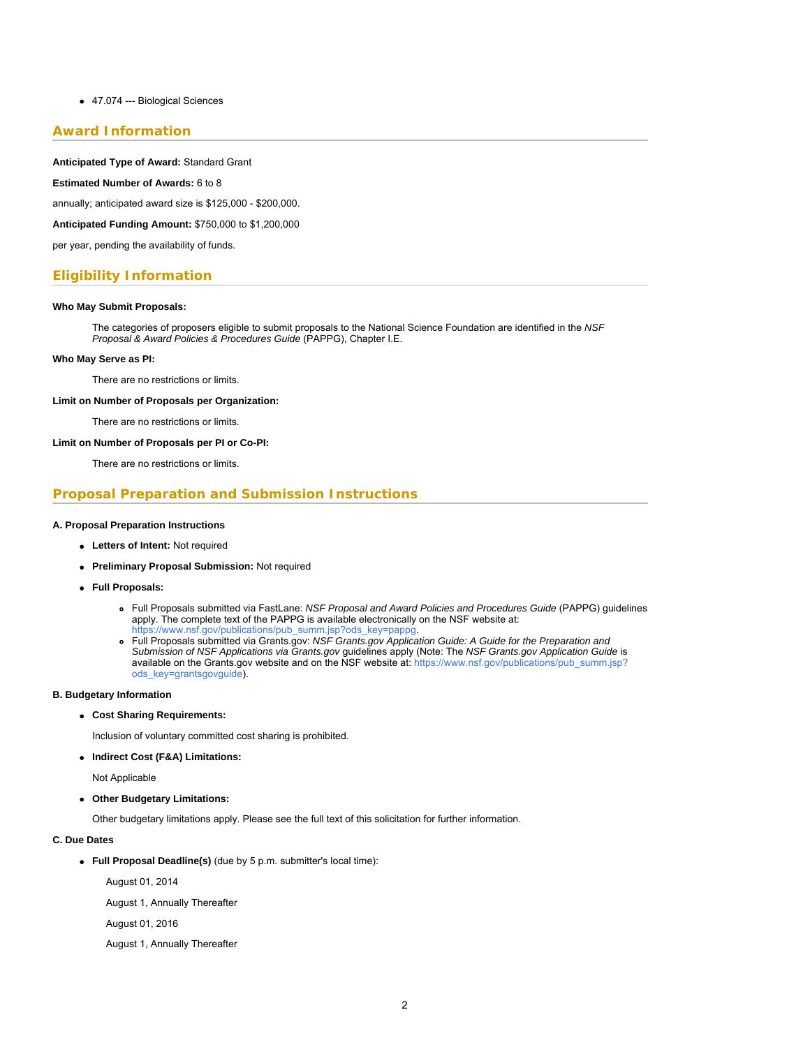- 47.074 --- Biological Sciences

## Award Information

**Anticipated Type of Award:** Standard Grant

**Estimated Number of Awards:** 6 to 8

annually; anticipated award size is $125,000 - $200,000.

**Anticipated Funding Amount:** $750,000 to $1,200,000

per year, pending the availability of funds.

## Eligibility Information

**Who May Submit Proposals:**

The categories of proposers eligible to submit proposals to the National Science Foundation are identified in the *NSF Proposal & Award Policies & Procedures Guide* (PAPPG), Chapter I.E.

**Who May Serve as PI:**

There are no restrictions or limits.

**Limit on Number of Proposals per Organization:**

There are no restrictions or limits.

**Limit on Number of Proposals per PI or Co-PI:**

There are no restrictions or limits.

## Proposal Preparation and Submission Instructions

**A. Proposal Preparation Instructions**

- **Letters of Intent:** Not required
- **Preliminary Proposal Submission:** Not required
- **Full Proposals:**
  - Full Proposals submitted via FastLane: *NSF Proposal and Award Policies and Procedures Guide* (PAPPG) guidelines apply. The complete text of the PAPPG is available electronically on the NSF website at: https://www.nsf.gov/publications/pub_summ.jsp?ods_key=pappg.
  - Full Proposals submitted via Grants.gov: *NSF Grants.gov Application Guide: A Guide for the Preparation and Submission of NSF Applications via Grants.gov* guidelines apply (Note: The *NSF Grants.gov Application Guide* is available on the Grants.gov website and on the NSF website at: https://www.nsf.gov/publications/pub_summ.jsp?ods_key=grantsgovguide).

**B. Budgetary Information**

- **Cost Sharing Requirements:**

  Inclusion of voluntary committed cost sharing is prohibited.

- **Indirect Cost (F&A) Limitations:**

  Not Applicable

- **Other Budgetary Limitations:**

  Other budgetary limitations apply. Please see the full text of this solicitation for further information.

**C. Due Dates**

- **Full Proposal Deadline(s)** (due by 5 p.m. submitter's local time):

  August 01, 2014

  August 1, Annually Thereafter

  August 01, 2016

  August 1, Annually Thereafter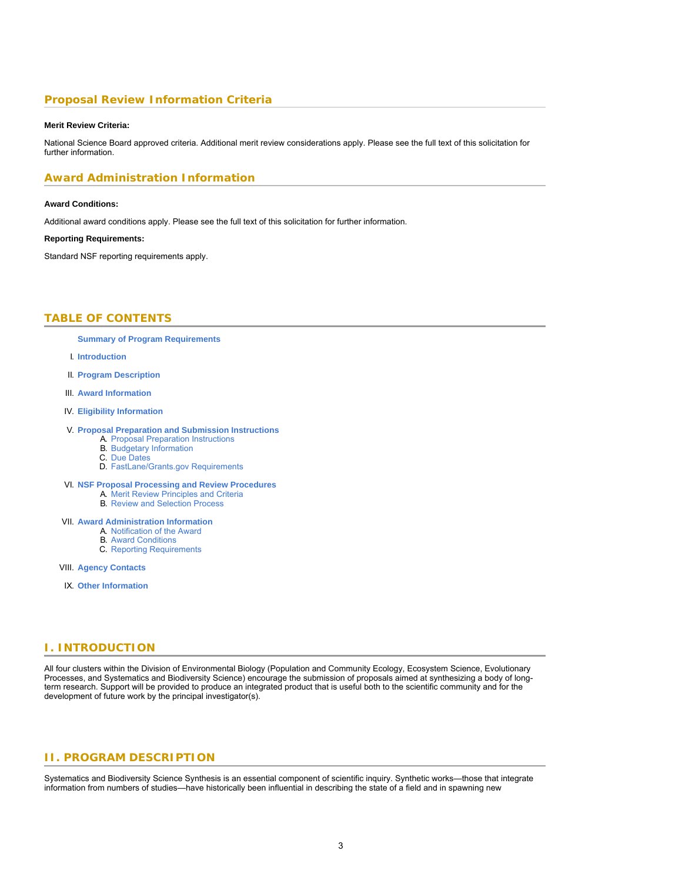## Proposal Review Information Criteria

**Merit Review Criteria:**

National Science Board approved criteria. Additional merit review considerations apply. Please see the full text of this solicitation for further information.

## Award Administration Information

**Award Conditions:**

Additional award conditions apply. Please see the full text of this solicitation for further information.

**Reporting Requirements:**

Standard NSF reporting requirements apply.

## TABLE OF CONTENTS

**Summary of Program Requirements**

I. **Introduction**

II. **Program Description**

III. **Award Information**

IV. **Eligibility Information**

V. **Proposal Preparation and Submission Instructions**
   A. Proposal Preparation Instructions
   B. Budgetary Information
   C. Due Dates
   D. FastLane/Grants.gov Requirements

VI. **NSF Proposal Processing and Review Procedures**
   A. Merit Review Principles and Criteria
   B. Review and Selection Process

VII. **Award Administration Information**
   A. Notification of the Award
   B. Award Conditions
   C. Reporting Requirements

VIII. **Agency Contacts**

IX. **Other Information**

## I. INTRODUCTION

All four clusters within the Division of Environmental Biology (Population and Community Ecology, Ecosystem Science, Evolutionary Processes, and Systematics and Biodiversity Science) encourage the submission of proposals aimed at synthesizing a body of long-term research. Support will be provided to produce an integrated product that is useful both to the scientific community and for the development of future work by the principal investigator(s).

## II. PROGRAM DESCRIPTION

Systematics and Biodiversity Science Synthesis is an essential component of scientific inquiry. Synthetic works—those that integrate information from numbers of studies—have historically been influential in describing the state of a field and in spawning new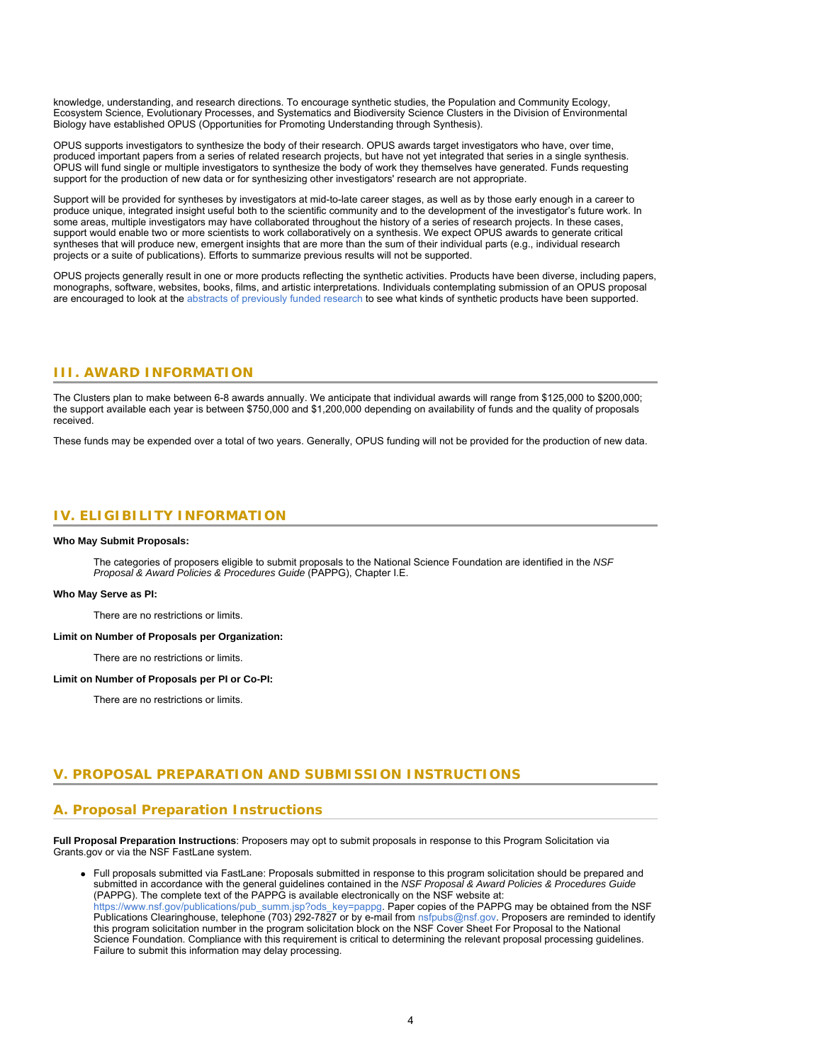knowledge, understanding, and research directions. To encourage synthetic studies, the Population and Community Ecology, Ecosystem Science, Evolutionary Processes, and Systematics and Biodiversity Science Clusters in the Division of Environmental Biology have established OPUS (Opportunities for Promoting Understanding through Synthesis).

OPUS supports investigators to synthesize the body of their research. OPUS awards target investigators who have, over time, produced important papers from a series of related research projects, but have not yet integrated that series in a single synthesis. OPUS will fund single or multiple investigators to synthesize the body of work they themselves have generated. Funds requesting support for the production of new data or for synthesizing other investigators' research are not appropriate.

Support will be provided for syntheses by investigators at mid-to-late career stages, as well as by those early enough in a career to produce unique, integrated insight useful both to the scientific community and to the development of the investigator's future work. In some areas, multiple investigators may have collaborated throughout the history of a series of research projects. In these cases, support would enable two or more scientists to work collaboratively on a synthesis. We expect OPUS awards to generate critical syntheses that will produce new, emergent insights that are more than the sum of their individual parts (e.g., individual research projects or a suite of publications). Efforts to summarize previous results will not be supported.

OPUS projects generally result in one or more products reflecting the synthetic activities. Products have been diverse, including papers, monographs, software, websites, books, films, and artistic interpretations. Individuals contemplating submission of an OPUS proposal are encouraged to look at the abstracts of previously funded research to see what kinds of synthetic products have been supported.

## III. AWARD INFORMATION

The Clusters plan to make between 6-8 awards annually. We anticipate that individual awards will range from $125,000 to $200,000; the support available each year is between $750,000 and $1,200,000 depending on availability of funds and the quality of proposals received.

These funds may be expended over a total of two years. Generally, OPUS funding will not be provided for the production of new data.

## IV. ELIGIBILITY INFORMATION

**Who May Submit Proposals:**

The categories of proposers eligible to submit proposals to the National Science Foundation are identified in the *NSF Proposal & Award Policies & Procedures Guide* (PAPPG), Chapter I.E.

**Who May Serve as PI:**

There are no restrictions or limits.

**Limit on Number of Proposals per Organization:**

There are no restrictions or limits.

**Limit on Number of Proposals per PI or Co-PI:**

There are no restrictions or limits.

## V. PROPOSAL PREPARATION AND SUBMISSION INSTRUCTIONS

### A. Proposal Preparation Instructions

**Full Proposal Preparation Instructions**: Proposers may opt to submit proposals in response to this Program Solicitation via Grants.gov or via the NSF FastLane system.

- Full proposals submitted via FastLane: Proposals submitted in response to this program solicitation should be prepared and submitted in accordance with the general guidelines contained in the *NSF Proposal & Award Policies & Procedures Guide* (PAPPG). The complete text of the PAPPG is available electronically on the NSF website at: https://www.nsf.gov/publications/pub_summ.jsp?ods_key=pappg. Paper copies of the PAPPG may be obtained from the NSF Publications Clearinghouse, telephone (703) 292-7827 or by e-mail from nsfpubs@nsf.gov. Proposers are reminded to identify this program solicitation number in the program solicitation block on the NSF Cover Sheet For Proposal to the National Science Foundation. Compliance with this requirement is critical to determining the relevant proposal processing guidelines. Failure to submit this information may delay processing.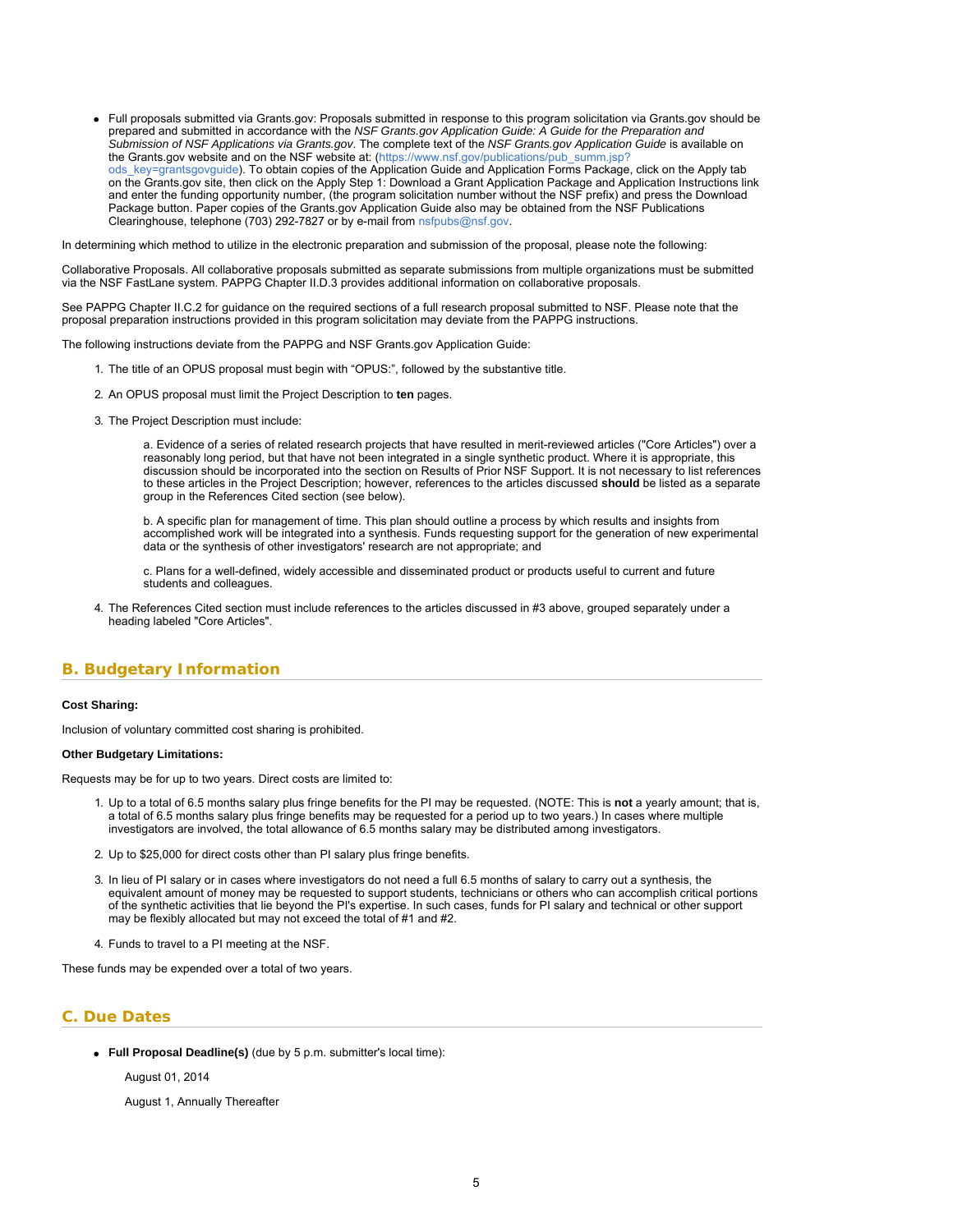- Full proposals submitted via Grants.gov: Proposals submitted in response to this program solicitation via Grants.gov should be prepared and submitted in accordance with the *NSF Grants.gov Application Guide: A Guide for the Preparation and Submission of NSF Applications via Grants.gov*. The complete text of the *NSF Grants.gov Application Guide* is available on the Grants.gov website and on the NSF website at: (https://www.nsf.gov/publications/pub_summ.jsp?ods_key=grantsgovguide). To obtain copies of the Application Guide and Application Forms Package, click on the Apply tab on the Grants.gov site, then click on the Apply Step 1: Download a Grant Application Package and Application Instructions link and enter the funding opportunity number, (the program solicitation number without the NSF prefix) and press the Download Package button. Paper copies of the Grants.gov Application Guide also may be obtained from the NSF Publications Clearinghouse, telephone (703) 292-7827 or by e-mail from nsfpubs@nsf.gov.

In determining which method to utilize in the electronic preparation and submission of the proposal, please note the following:

Collaborative Proposals. All collaborative proposals submitted as separate submissions from multiple organizations must be submitted via the NSF FastLane system. PAPPG Chapter II.D.3 provides additional information on collaborative proposals.

See PAPPG Chapter II.C.2 for guidance on the required sections of a full research proposal submitted to NSF. Please note that the proposal preparation instructions provided in this program solicitation may deviate from the PAPPG instructions.

The following instructions deviate from the PAPPG and NSF Grants.gov Application Guide:

1. The title of an OPUS proposal must begin with "OPUS:", followed by the substantive title.
2. An OPUS proposal must limit the Project Description to **ten** pages.
3. The Project Description must include:

   a. Evidence of a series of related research projects that have resulted in merit-reviewed articles ("Core Articles") over a reasonably long period, but that have not been integrated in a single synthetic product. Where it is appropriate, this discussion should be incorporated into the section on Results of Prior NSF Support. It is not necessary to list references to these articles in the Project Description; however, references to the articles discussed **should** be listed as a separate group in the References Cited section (see below).

   b. A specific plan for management of time. This plan should outline a process by which results and insights from accomplished work will be integrated into a synthesis. Funds requesting support for the generation of new experimental data or the synthesis of other investigators' research are not appropriate; and

   c. Plans for a well-defined, widely accessible and disseminated product or products useful to current and future students and colleagues.

4. The References Cited section must include references to the articles discussed in #3 above, grouped separately under a heading labeled "Core Articles".

## B. Budgetary Information

**Cost Sharing:**

Inclusion of voluntary committed cost sharing is prohibited.

**Other Budgetary Limitations:**

Requests may be for up to two years. Direct costs are limited to:

1. Up to a total of 6.5 months salary plus fringe benefits for the PI may be requested. (NOTE: This is **not** a yearly amount; that is, a total of 6.5 months salary plus fringe benefits may be requested for a period up to two years.) In cases where multiple investigators are involved, the total allowance of 6.5 months salary may be distributed among investigators.
2. Up to $25,000 for direct costs other than PI salary plus fringe benefits.
3. In lieu of PI salary or in cases where investigators do not need a full 6.5 months of salary to carry out a synthesis, the equivalent amount of money may be requested to support students, technicians or others who can accomplish critical portions of the synthetic activities that lie beyond the PI's expertise. In such cases, funds for PI salary and technical or other support may be flexibly allocated but may not exceed the total of #1 and #2.
4. Funds to travel to a PI meeting at the NSF.

These funds may be expended over a total of two years.

## C. Due Dates

- **Full Proposal Deadline(s)** (due by 5 p.m. submitter's local time):

  August 01, 2014

  August 1, Annually Thereafter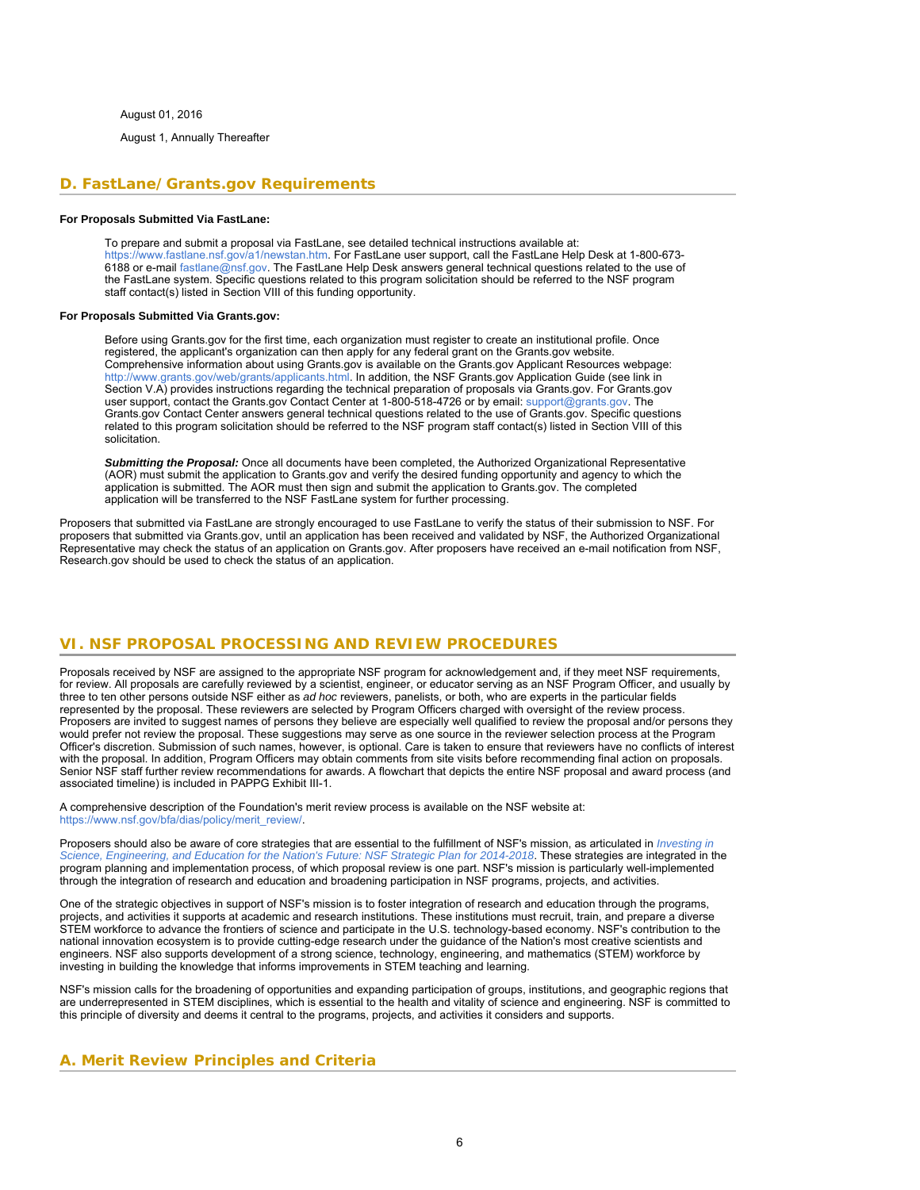August 01, 2016

August 1, Annually Thereafter

## D. FastLane/Grants.gov Requirements

**For Proposals Submitted Via FastLane:**

To prepare and submit a proposal via FastLane, see detailed technical instructions available at: https://www.fastlane.nsf.gov/a1/newstan.htm. For FastLane user support, call the FastLane Help Desk at 1-800-673-6188 or e-mail fastlane@nsf.gov. The FastLane Help Desk answers general technical questions related to the use of the FastLane system. Specific questions related to this program solicitation should be referred to the NSF program staff contact(s) listed in Section VIII of this funding opportunity.

**For Proposals Submitted Via Grants.gov:**

Before using Grants.gov for the first time, each organization must register to create an institutional profile. Once registered, the applicant's organization can then apply for any federal grant on the Grants.gov website. Comprehensive information about using Grants.gov is available on the Grants.gov Applicant Resources webpage: http://www.grants.gov/web/grants/applicants.html. In addition, the NSF Grants.gov Application Guide (see link in Section V.A) provides instructions regarding the technical preparation of proposals via Grants.gov. For Grants.gov user support, contact the Grants.gov Contact Center at 1-800-518-4726 or by email: support@grants.gov. The Grants.gov Contact Center answers general technical questions related to the use of Grants.gov. Specific questions related to this program solicitation should be referred to the NSF program staff contact(s) listed in Section VIII of this solicitation.

***Submitting the Proposal:*** Once all documents have been completed, the Authorized Organizational Representative (AOR) must submit the application to Grants.gov and verify the desired funding opportunity and agency to which the application is submitted. The AOR must then sign and submit the application to Grants.gov. The completed application will be transferred to the NSF FastLane system for further processing.

Proposers that submitted via FastLane are strongly encouraged to use FastLane to verify the status of their submission to NSF. For proposers that submitted via Grants.gov, until an application has been received and validated by NSF, the Authorized Organizational Representative may check the status of an application on Grants.gov. After proposers have received an e-mail notification from NSF, Research.gov should be used to check the status of an application.

# VI. NSF PROPOSAL PROCESSING AND REVIEW PROCEDURES

Proposals received by NSF are assigned to the appropriate NSF program for acknowledgement and, if they meet NSF requirements, for review. All proposals are carefully reviewed by a scientist, engineer, or educator serving as an NSF Program Officer, and usually by three to ten other persons outside NSF either as *ad hoc* reviewers, panelists, or both, who are experts in the particular fields represented by the proposal. These reviewers are selected by Program Officers charged with oversight of the review process. Proposers are invited to suggest names of persons they believe are especially well qualified to review the proposal and/or persons they would prefer not review the proposal. These suggestions may serve as one source in the reviewer selection process at the Program Officer's discretion. Submission of such names, however, is optional. Care is taken to ensure that reviewers have no conflicts of interest with the proposal. In addition, Program Officers may obtain comments from site visits before recommending final action on proposals. Senior NSF staff further review recommendations for awards. A flowchart that depicts the entire NSF proposal and award process (and associated timeline) is included in PAPPG Exhibit III-1.

A comprehensive description of the Foundation's merit review process is available on the NSF website at: https://www.nsf.gov/bfa/dias/policy/merit_review/.

Proposers should also be aware of core strategies that are essential to the fulfillment of NSF's mission, as articulated in *Investing in Science, Engineering, and Education for the Nation's Future: NSF Strategic Plan for 2014-2018*. These strategies are integrated in the program planning and implementation process, of which proposal review is one part. NSF's mission is particularly well-implemented through the integration of research and education and broadening participation in NSF programs, projects, and activities.

One of the strategic objectives in support of NSF's mission is to foster integration of research and education through the programs, projects, and activities it supports at academic and research institutions. These institutions must recruit, train, and prepare a diverse STEM workforce to advance the frontiers of science and participate in the U.S. technology-based economy. NSF's contribution to the national innovation ecosystem is to provide cutting-edge research under the guidance of the Nation's most creative scientists and engineers. NSF also supports development of a strong science, technology, engineering, and mathematics (STEM) workforce by investing in building the knowledge that informs improvements in STEM teaching and learning.

NSF's mission calls for the broadening of opportunities and expanding participation of groups, institutions, and geographic regions that are underrepresented in STEM disciplines, which is essential to the health and vitality of science and engineering. NSF is committed to this principle of diversity and deems it central to the programs, projects, and activities it considers and supports.

## A. Merit Review Principles and Criteria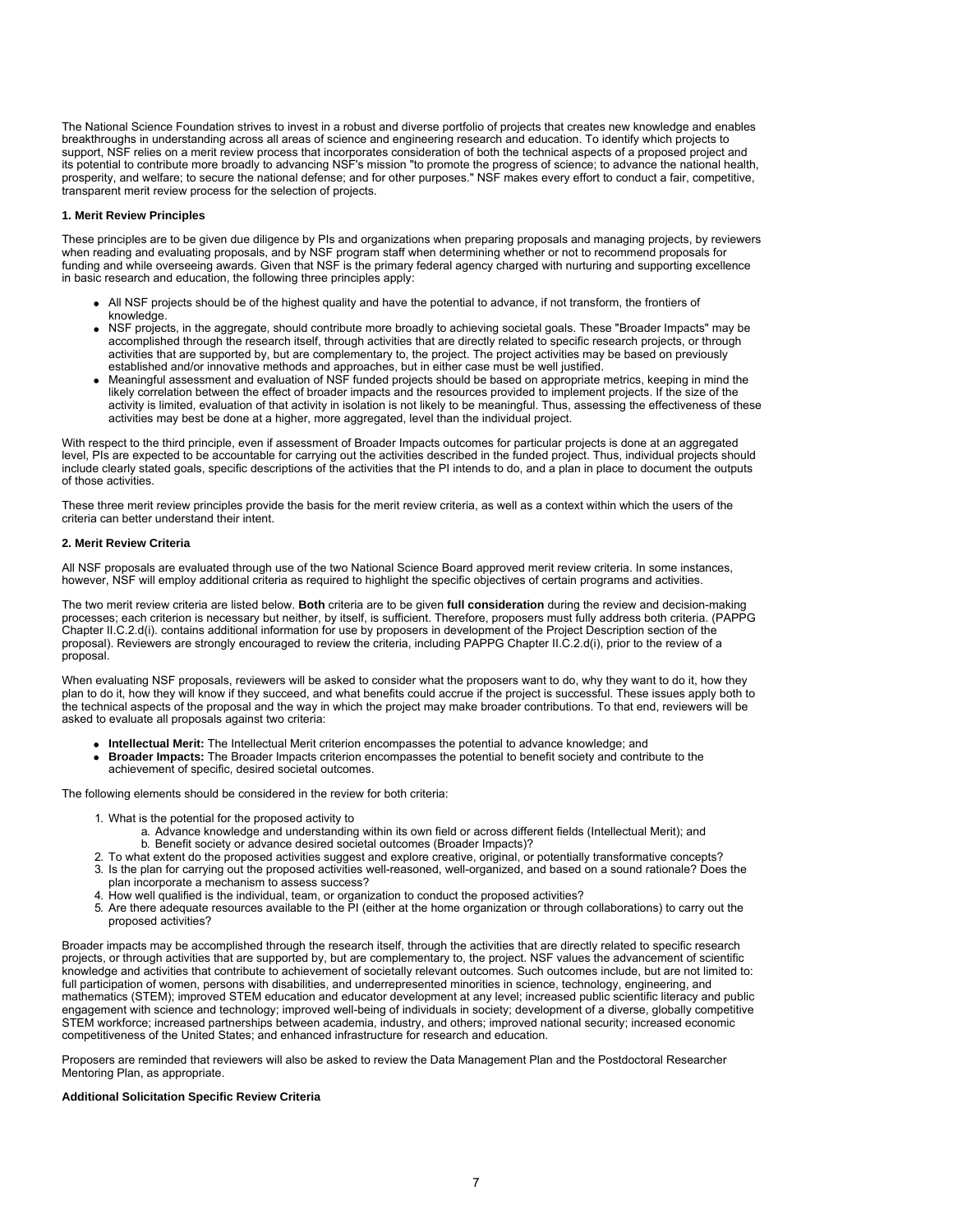The National Science Foundation strives to invest in a robust and diverse portfolio of projects that creates new knowledge and enables breakthroughs in understanding across all areas of science and engineering research and education. To identify which projects to support, NSF relies on a merit review process that incorporates consideration of both the technical aspects of a proposed project and its potential to contribute more broadly to advancing NSF's mission "to promote the progress of science; to advance the national health, prosperity, and welfare; to secure the national defense; and for other purposes." NSF makes every effort to conduct a fair, competitive, transparent merit review process for the selection of projects.

#### 1. Merit Review Principles

These principles are to be given due diligence by PIs and organizations when preparing proposals and managing projects, by reviewers when reading and evaluating proposals, and by NSF program staff when determining whether or not to recommend proposals for funding and while overseeing awards. Given that NSF is the primary federal agency charged with nurturing and supporting excellence in basic research and education, the following three principles apply:

- All NSF projects should be of the highest quality and have the potential to advance, if not transform, the frontiers of knowledge.
- NSF projects, in the aggregate, should contribute more broadly to achieving societal goals. These "Broader Impacts" may be accomplished through the research itself, through activities that are directly related to specific research projects, or through activities that are supported by, but are complementary to, the project. The project activities may be based on previously established and/or innovative methods and approaches, but in either case must be well justified.
- Meaningful assessment and evaluation of NSF funded projects should be based on appropriate metrics, keeping in mind the likely correlation between the effect of broader impacts and the resources provided to implement projects. If the size of the activity is limited, evaluation of that activity in isolation is not likely to be meaningful. Thus, assessing the effectiveness of these activities may best be done at a higher, more aggregated, level than the individual project.

With respect to the third principle, even if assessment of Broader Impacts outcomes for particular projects is done at an aggregated level, PIs are expected to be accountable for carrying out the activities described in the funded project. Thus, individual projects should include clearly stated goals, specific descriptions of the activities that the PI intends to do, and a plan in place to document the outputs of those activities.

These three merit review principles provide the basis for the merit review criteria, as well as a context within which the users of the criteria can better understand their intent.

#### 2. Merit Review Criteria

All NSF proposals are evaluated through use of the two National Science Board approved merit review criteria. In some instances, however, NSF will employ additional criteria as required to highlight the specific objectives of certain programs and activities.

The two merit review criteria are listed below. **Both** criteria are to be given **full consideration** during the review and decision-making processes; each criterion is necessary but neither, by itself, is sufficient. Therefore, proposers must fully address both criteria. (PAPPG Chapter II.C.2.d(i). contains additional information for use by proposers in development of the Project Description section of the proposal). Reviewers are strongly encouraged to review the criteria, including PAPPG Chapter II.C.2.d(i), prior to the review of a proposal.

When evaluating NSF proposals, reviewers will be asked to consider what the proposers want to do, why they want to do it, how they plan to do it, how they will know if they succeed, and what benefits could accrue if the project is successful. These issues apply both to the technical aspects of the proposal and the way in which the project may make broader contributions. To that end, reviewers will be asked to evaluate all proposals against two criteria:

- **Intellectual Merit:** The Intellectual Merit criterion encompasses the potential to advance knowledge; and
- **Broader Impacts:** The Broader Impacts criterion encompasses the potential to benefit society and contribute to the achievement of specific, desired societal outcomes.

The following elements should be considered in the review for both criteria:

1. What is the potential for the proposed activity to
   a. Advance knowledge and understanding within its own field or across different fields (Intellectual Merit); and
   b. Benefit society or advance desired societal outcomes (Broader Impacts)?
2. To what extent do the proposed activities suggest and explore creative, original, or potentially transformative concepts?
3. Is the plan for carrying out the proposed activities well-reasoned, well-organized, and based on a sound rationale? Does the plan incorporate a mechanism to assess success?
4. How well qualified is the individual, team, or organization to conduct the proposed activities?
5. Are there adequate resources available to the PI (either at the home organization or through collaborations) to carry out the proposed activities?

Broader impacts may be accomplished through the research itself, through the activities that are directly related to specific research projects, or through activities that are supported by, but are complementary to, the project. NSF values the advancement of scientific knowledge and activities that contribute to achievement of societally relevant outcomes. Such outcomes include, but are not limited to: full participation of women, persons with disabilities, and underrepresented minorities in science, technology, engineering, and mathematics (STEM); improved STEM education and educator development at any level; increased public scientific literacy and public engagement with science and technology; improved well-being of individuals in society; development of a diverse, globally competitive STEM workforce; increased partnerships between academia, industry, and others; improved national security; increased economic competitiveness of the United States; and enhanced infrastructure for research and education.

Proposers are reminded that reviewers will also be asked to review the Data Management Plan and the Postdoctoral Researcher Mentoring Plan, as appropriate.

#### Additional Solicitation Specific Review Criteria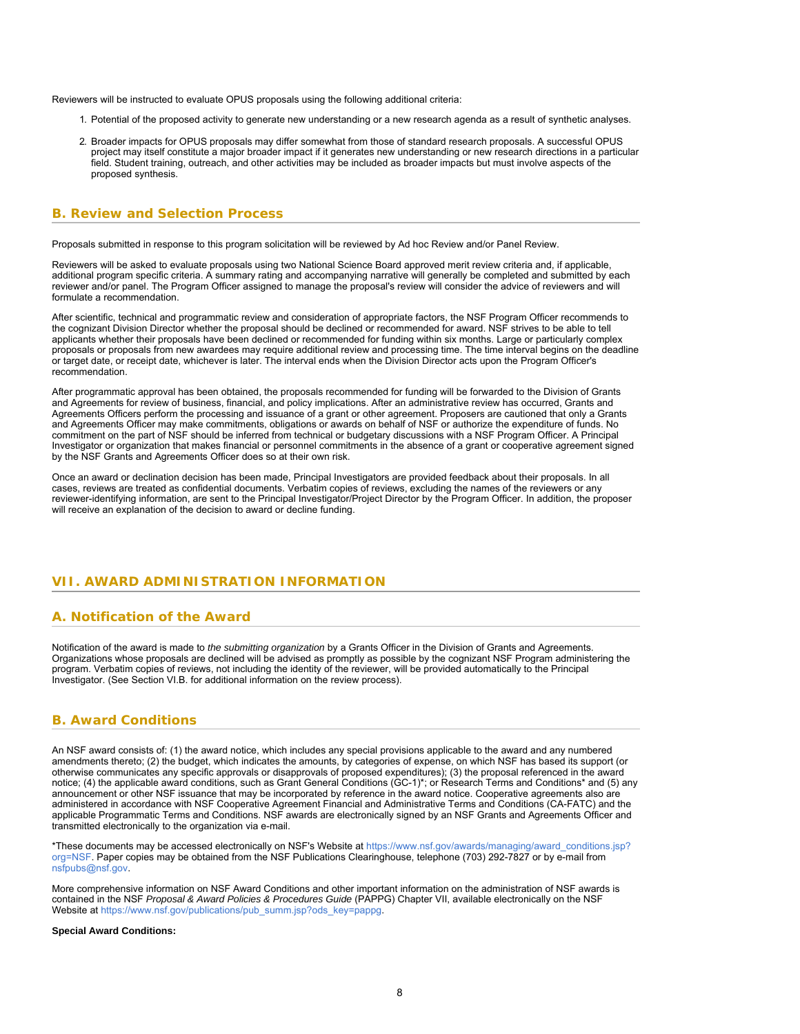Reviewers will be instructed to evaluate OPUS proposals using the following additional criteria:

1. Potential of the proposed activity to generate new understanding or a new research agenda as a result of synthetic analyses.
2. Broader impacts for OPUS proposals may differ somewhat from those of standard research proposals. A successful OPUS project may itself constitute a major broader impact if it generates new understanding or new research directions in a particular field. Student training, outreach, and other activities may be included as broader impacts but must involve aspects of the proposed synthesis.

## B. Review and Selection Process

Proposals submitted in response to this program solicitation will be reviewed by Ad hoc Review and/or Panel Review.

Reviewers will be asked to evaluate proposals using two National Science Board approved merit review criteria and, if applicable, additional program specific criteria. A summary rating and accompanying narrative will generally be completed and submitted by each reviewer and/or panel. The Program Officer assigned to manage the proposal's review will consider the advice of reviewers and will formulate a recommendation.

After scientific, technical and programmatic review and consideration of appropriate factors, the NSF Program Officer recommends to the cognizant Division Director whether the proposal should be declined or recommended for award. NSF strives to be able to tell applicants whether their proposals have been declined or recommended for funding within six months. Large or particularly complex proposals or proposals from new awardees may require additional review and processing time. The time interval begins on the deadline or target date, or receipt date, whichever is later. The interval ends when the Division Director acts upon the Program Officer's recommendation.

After programmatic approval has been obtained, the proposals recommended for funding will be forwarded to the Division of Grants and Agreements for review of business, financial, and policy implications. After an administrative review has occurred, Grants and Agreements Officers perform the processing and issuance of a grant or other agreement. Proposers are cautioned that only a Grants and Agreements Officer may make commitments, obligations or awards on behalf of NSF or authorize the expenditure of funds. No commitment on the part of NSF should be inferred from technical or budgetary discussions with a NSF Program Officer. A Principal Investigator or organization that makes financial or personnel commitments in the absence of a grant or cooperative agreement signed by the NSF Grants and Agreements Officer does so at their own risk.

Once an award or declination decision has been made, Principal Investigators are provided feedback about their proposals. In all cases, reviews are treated as confidential documents. Verbatim copies of reviews, excluding the names of the reviewers or any reviewer-identifying information, are sent to the Principal Investigator/Project Director by the Program Officer. In addition, the proposer will receive an explanation of the decision to award or decline funding.

# VII. AWARD ADMINISTRATION INFORMATION

## A. Notification of the Award

Notification of the award is made to *the submitting organization* by a Grants Officer in the Division of Grants and Agreements. Organizations whose proposals are declined will be advised as promptly as possible by the cognizant NSF Program administering the program. Verbatim copies of reviews, not including the identity of the reviewer, will be provided automatically to the Principal Investigator. (See Section VI.B. for additional information on the review process).

## B. Award Conditions

An NSF award consists of: (1) the award notice, which includes any special provisions applicable to the award and any numbered amendments thereto; (2) the budget, which indicates the amounts, by categories of expense, on which NSF has based its support (or otherwise communicates any specific approvals or disapprovals of proposed expenditures); (3) the proposal referenced in the award notice; (4) the applicable award conditions, such as Grant General Conditions (GC-1)*; or Research Terms and Conditions* and (5) any announcement or other NSF issuance that may be incorporated by reference in the award notice. Cooperative agreements also are administered in accordance with NSF Cooperative Agreement Financial and Administrative Terms and Conditions (CA-FATC) and the applicable Programmatic Terms and Conditions. NSF awards are electronically signed by an NSF Grants and Agreements Officer and transmitted electronically to the organization via e-mail.

*These documents may be accessed electronically on NSF's Website at https://www.nsf.gov/awards/managing/award_conditions.jsp?org=NSF. Paper copies may be obtained from the NSF Publications Clearinghouse, telephone (703) 292-7827 or by e-mail from nsfpubs@nsf.gov.

More comprehensive information on NSF Award Conditions and other important information on the administration of NSF awards is contained in the NSF *Proposal & Award Policies & Procedures Guide* (PAPPG) Chapter VII, available electronically on the NSF Website at https://www.nsf.gov/publications/pub_summ.jsp?ods_key=pappg.

**Special Award Conditions:**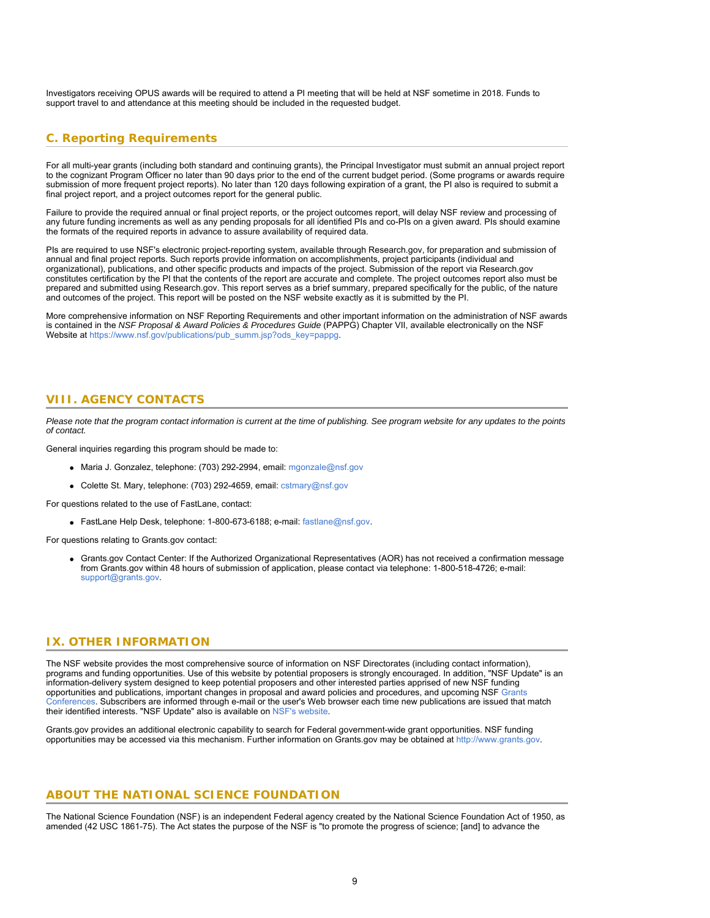Investigators receiving OPUS awards will be required to attend a PI meeting that will be held at NSF sometime in 2018. Funds to support travel to and attendance at this meeting should be included in the requested budget.

### C. Reporting Requirements

For all multi-year grants (including both standard and continuing grants), the Principal Investigator must submit an annual project report to the cognizant Program Officer no later than 90 days prior to the end of the current budget period. (Some programs or awards require submission of more frequent project reports). No later than 120 days following expiration of a grant, the PI also is required to submit a final project report, and a project outcomes report for the general public.

Failure to provide the required annual or final project reports, or the project outcomes report, will delay NSF review and processing of any future funding increments as well as any pending proposals for all identified PIs and co-PIs on a given award. PIs should examine the formats of the required reports in advance to assure availability of required data.

PIs are required to use NSF's electronic project-reporting system, available through Research.gov, for preparation and submission of annual and final project reports. Such reports provide information on accomplishments, project participants (individual and organizational), publications, and other specific products and impacts of the project. Submission of the report via Research.gov constitutes certification by the PI that the contents of the report are accurate and complete. The project outcomes report also must be prepared and submitted using Research.gov. This report serves as a brief summary, prepared specifically for the public, of the nature and outcomes of the project. This report will be posted on the NSF website exactly as it is submitted by the PI.

More comprehensive information on NSF Reporting Requirements and other important information on the administration of NSF awards is contained in the *NSF Proposal & Award Policies & Procedures Guide* (PAPPG) Chapter VII, available electronically on the NSF Website at https://www.nsf.gov/publications/pub_summ.jsp?ods_key=pappg.

## VIII. AGENCY CONTACTS

*Please note that the program contact information is current at the time of publishing. See program website for any updates to the points of contact.*

General inquiries regarding this program should be made to:

- Maria J. Gonzalez, telephone: (703) 292-2994, email: mgonzale@nsf.gov
- Colette St. Mary, telephone: (703) 292-4659, email: cstmary@nsf.gov

For questions related to the use of FastLane, contact:

- FastLane Help Desk, telephone: 1-800-673-6188; e-mail: fastlane@nsf.gov.

For questions relating to Grants.gov contact:

- Grants.gov Contact Center: If the Authorized Organizational Representatives (AOR) has not received a confirmation message from Grants.gov within 48 hours of submission of application, please contact via telephone: 1-800-518-4726; e-mail: support@grants.gov.

## IX. OTHER INFORMATION

The NSF website provides the most comprehensive source of information on NSF Directorates (including contact information), programs and funding opportunities. Use of this website by potential proposers is strongly encouraged. In addition, "NSF Update" is an information-delivery system designed to keep potential proposers and other interested parties apprised of new NSF funding opportunities and publications, important changes in proposal and award policies and procedures, and upcoming NSF Grants Conferences. Subscribers are informed through e-mail or the user's Web browser each time new publications are issued that match their identified interests. "NSF Update" also is available on NSF's website.

Grants.gov provides an additional electronic capability to search for Federal government-wide grant opportunities. NSF funding opportunities may be accessed via this mechanism. Further information on Grants.gov may be obtained at http://www.grants.gov.

## ABOUT THE NATIONAL SCIENCE FOUNDATION

The National Science Foundation (NSF) is an independent Federal agency created by the National Science Foundation Act of 1950, as amended (42 USC 1861-75). The Act states the purpose of the NSF is "to promote the progress of science; [and] to advance the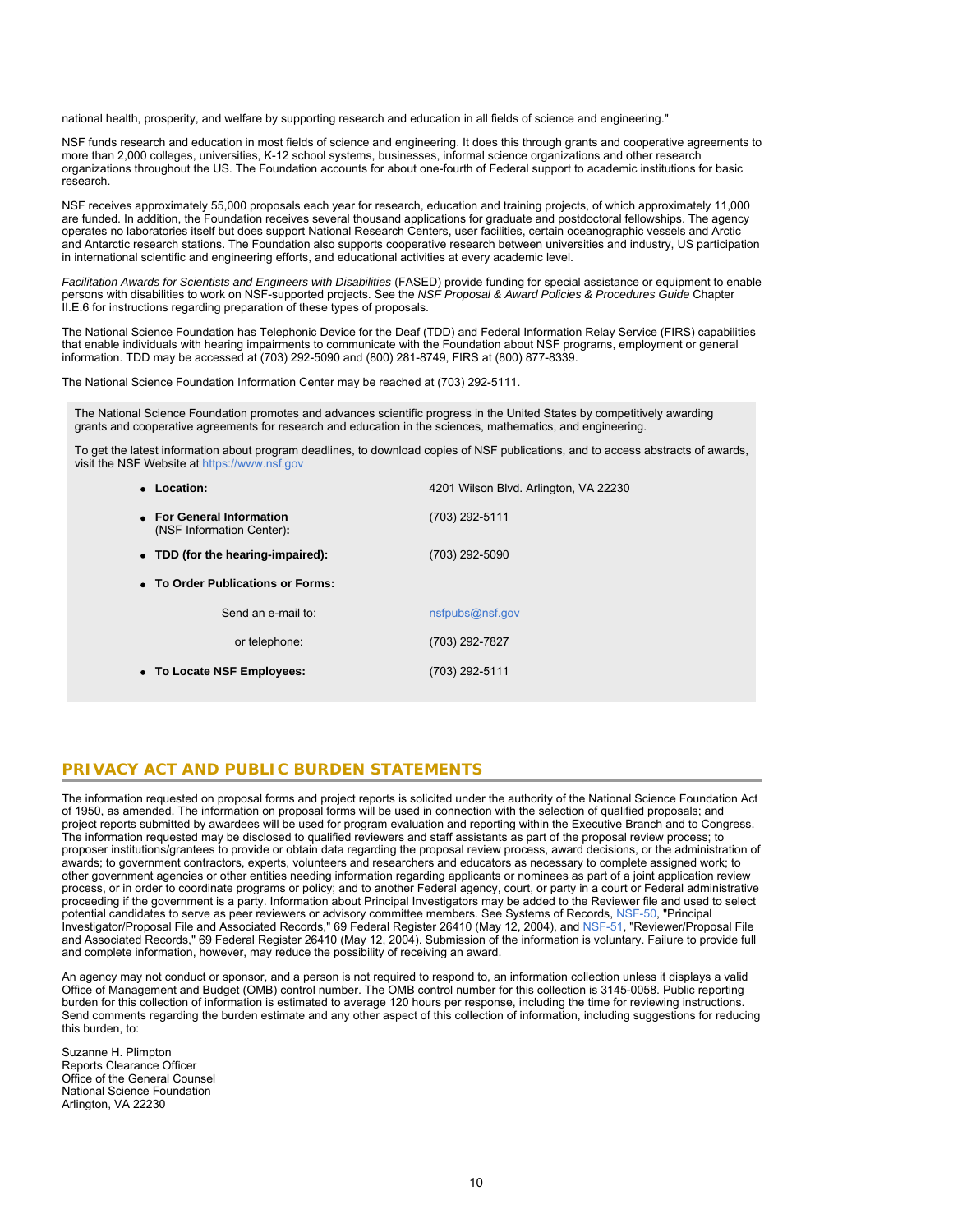national health, prosperity, and welfare by supporting research and education in all fields of science and engineering."

NSF funds research and education in most fields of science and engineering. It does this through grants and cooperative agreements to more than 2,000 colleges, universities, K-12 school systems, businesses, informal science organizations and other research organizations throughout the US. The Foundation accounts for about one-fourth of Federal support to academic institutions for basic research.

NSF receives approximately 55,000 proposals each year for research, education and training projects, of which approximately 11,000 are funded. In addition, the Foundation receives several thousand applications for graduate and postdoctoral fellowships. The agency operates no laboratories itself but does support National Research Centers, user facilities, certain oceanographic vessels and Arctic and Antarctic research stations. The Foundation also supports cooperative research between universities and industry, US participation in international scientific and engineering efforts, and educational activities at every academic level.

*Facilitation Awards for Scientists and Engineers with Disabilities* (FASED) provide funding for special assistance or equipment to enable persons with disabilities to work on NSF-supported projects. See the *NSF Proposal & Award Policies & Procedures Guide* Chapter II.E.6 for instructions regarding preparation of these types of proposals.

The National Science Foundation has Telephonic Device for the Deaf (TDD) and Federal Information Relay Service (FIRS) capabilities that enable individuals with hearing impairments to communicate with the Foundation about NSF programs, employment or general information. TDD may be accessed at (703) 292-5090 and (800) 281-8749, FIRS at (800) 877-8339.

The National Science Foundation Information Center may be reached at (703) 292-5111.

The National Science Foundation promotes and advances scientific progress in the United States by competitively awarding grants and cooperative agreements for research and education in the sciences, mathematics, and engineering.

To get the latest information about program deadlines, to download copies of NSF publications, and to access abstracts of awards, visit the NSF Website at https://www.nsf.gov

- **Location:** 4201 Wilson Blvd. Arlington, VA 22230
- **For General Information** (NSF Information Center)**:** (703) 292-5111
- **TDD (for the hearing-impaired):** (703) 292-5090
- **To Order Publications or Forms:**
  - Send an e-mail to: nsfpubs@nsf.gov
  - or telephone: (703) 292-7827
- **To Locate NSF Employees:** (703) 292-5111

## PRIVACY ACT AND PUBLIC BURDEN STATEMENTS

The information requested on proposal forms and project reports is solicited under the authority of the National Science Foundation Act of 1950, as amended. The information on proposal forms will be used in connection with the selection of qualified proposals; and project reports submitted by awardees will be used for program evaluation and reporting within the Executive Branch and to Congress. The information requested may be disclosed to qualified reviewers and staff assistants as part of the proposal review process; to proposer institutions/grantees to provide or obtain data regarding the proposal review process, award decisions, or the administration of awards; to government contractors, experts, volunteers and researchers and educators as necessary to complete assigned work; to other government agencies or other entities needing information regarding applicants or nominees as part of a joint application review process, or in order to coordinate programs or policy; and to another Federal agency, court, or party in a court or Federal administrative proceeding if the government is a party. Information about Principal Investigators may be added to the Reviewer file and used to select potential candidates to serve as peer reviewers or advisory committee members. See Systems of Records, NSF-50, "Principal Investigator/Proposal File and Associated Records," 69 Federal Register 26410 (May 12, 2004), and NSF-51, "Reviewer/Proposal File and Associated Records," 69 Federal Register 26410 (May 12, 2004). Submission of the information is voluntary. Failure to provide full and complete information, however, may reduce the possibility of receiving an award.

An agency may not conduct or sponsor, and a person is not required to respond to, an information collection unless it displays a valid Office of Management and Budget (OMB) control number. The OMB control number for this collection is 3145-0058. Public reporting burden for this collection of information is estimated to average 120 hours per response, including the time for reviewing instructions. Send comments regarding the burden estimate and any other aspect of this collection of information, including suggestions for reducing this burden, to:

Suzanne H. Plimpton
Reports Clearance Officer
Office of the General Counsel
National Science Foundation
Arlington, VA 22230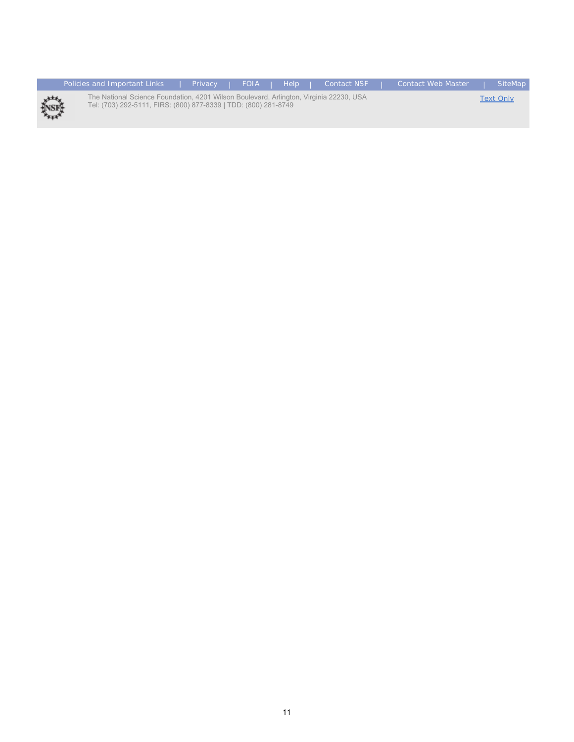Policies and Important Links | Privacy | FOIA | Help | Contact NSF | Contact Web Master | SiteMap

The National Science Foundation, 4201 Wilson Boulevard, Arlington, Virginia 22230, USA
Tel: (703) 292-5111, FIRS: (800) 877-8339 | TDD: (800) 281-8749

Text Only